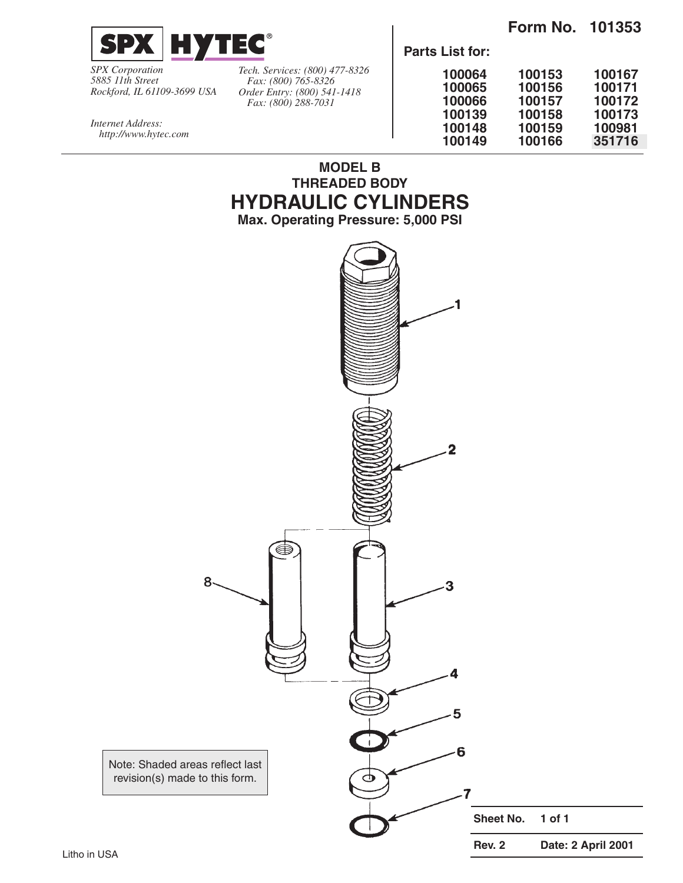**Form No. 101353**

**SPX HYTEC®**

*SPX Corporation*
*5885 11th Street*
*Rockford, IL 61109-3699 USA*

*Internet Address:*
*http://www.hytec.com*

*Tech. Services: (800) 477-8326*
*Fax: (800) 765-8326*
*Order Entry: (800) 541-1418*
*Fax: (800) 288-7031*

**Parts List for:**

| | | |
|---|---|---|
| 100064 | 100153 | 100167 |
| 100065 | 100156 | 100171 |
| 100066 | 100157 | 100172 |
| 100139 | 100158 | 100173 |
| 100148 | 100159 | 100981 |
| 100149 | 100166 | 351716 |

**MODEL B**
**THREADED BODY**

# HYDRAULIC CYLINDERS

**Max. Operating Pressure: 5,000 PSI**

1

2

3

8

4

5

6

7

Note: Shaded areas reflect last revision(s) made to this form.

| **Sheet No.** | **1 of 1** |
|---|---|
| **Rev. 2** | **Date: 2 April 2001** |

Litho in USA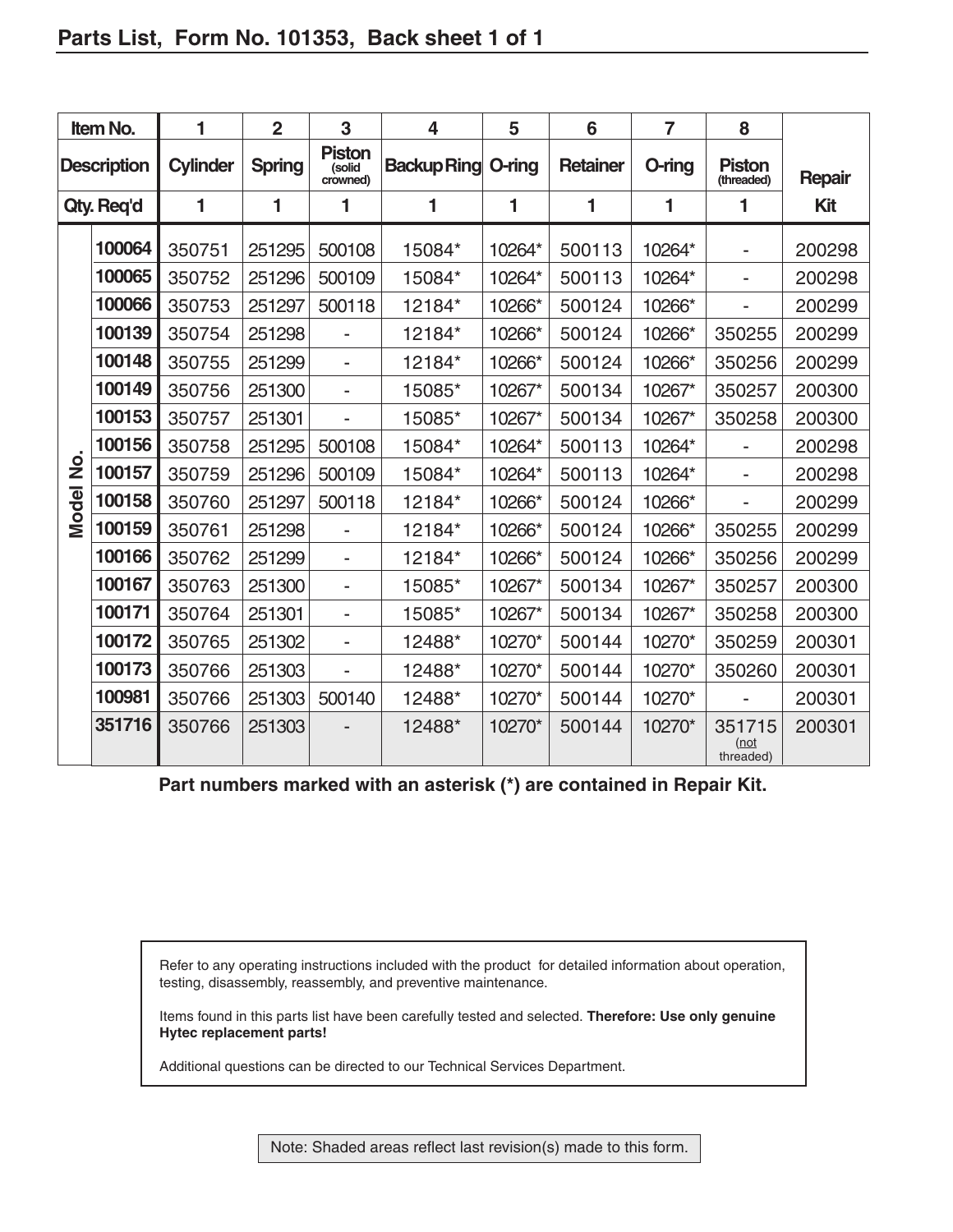## Parts List, Form No. 101353, Back sheet 1 of 1

| | Item No. | 1 | 2 | 3 | 4 | 5 | 6 | 7 | 8 | |
|---|---|---|---|---|---|---|---|---|---|---|
| | **Description** | **Cylinder** | **Spring** | **Piston (solid crowned)** | **Backup Ring** | **O-ring** | **Retainer** | **O-ring** | **Piston (threaded)** | **Repair** |
| | **Qty. Req'd** | **1** | **1** | **1** | **1** | **1** | **1** | **1** | **1** | **Kit** |
| **Model No.** | **100064** | 350751 | 251295 | 500108 | 15084* | 10264* | 500113 | 10264* | - | 200298 |
| | **100065** | 350752 | 251296 | 500109 | 15084* | 10264* | 500113 | 10264* | - | 200298 |
| | **100066** | 350753 | 251297 | 500118 | 12184* | 10266* | 500124 | 10266* | - | 200299 |
| | **100139** | 350754 | 251298 | - | 12184* | 10266* | 500124 | 10266* | 350255 | 200299 |
| | **100148** | 350755 | 251299 | - | 12184* | 10266* | 500124 | 10266* | 350256 | 200299 |
| | **100149** | 350756 | 251300 | - | 15085* | 10267* | 500134 | 10267* | 350257 | 200300 |
| | **100153** | 350757 | 251301 | - | 15085* | 10267* | 500134 | 10267* | 350258 | 200300 |
| | **100156** | 350758 | 251295 | 500108 | 15084* | 10264* | 500113 | 10264* | - | 200298 |
| | **100157** | 350759 | 251296 | 500109 | 15084* | 10264* | 500113 | 10264* | - | 200298 |
| | **100158** | 350760 | 251297 | 500118 | 12184* | 10266* | 500124 | 10266* | - | 200299 |
| | **100159** | 350761 | 251298 | - | 12184* | 10266* | 500124 | 10266* | 350255 | 200299 |
| | **100166** | 350762 | 251299 | - | 12184* | 10266* | 500124 | 10266* | 350256 | 200299 |
| | **100167** | 350763 | 251300 | - | 15085* | 10267* | 500134 | 10267* | 350257 | 200300 |
| | **100171** | 350764 | 251301 | - | 15085* | 10267* | 500134 | 10267* | 350258 | 200300 |
| | **100172** | 350765 | 251302 | - | 12488* | 10270* | 500144 | 10270* | 350259 | 200301 |
| | **100173** | 350766 | 251303 | - | 12488* | 10270* | 500144 | 10270* | 350260 | 200301 |
| | **100981** | 350766 | 251303 | 500140 | 12488* | 10270* | 500144 | 10270* | - | 200301 |
| | **351716** | 350766 | 251303 | - | 12488* | 10270* | 500144 | 10270* | 351715 (not threaded) | 200301 |

**Part numbers marked with an asterisk (*) are contained in Repair Kit.**

Refer to any operating instructions included with the product for detailed information about operation, testing, disassembly, reassembly, and preventive maintenance.

Items found in this parts list have been carefully tested and selected. **Therefore: Use only genuine Hytec replacement parts!**

Additional questions can be directed to our Technical Services Department.

Note: Shaded areas reflect last revision(s) made to this form.